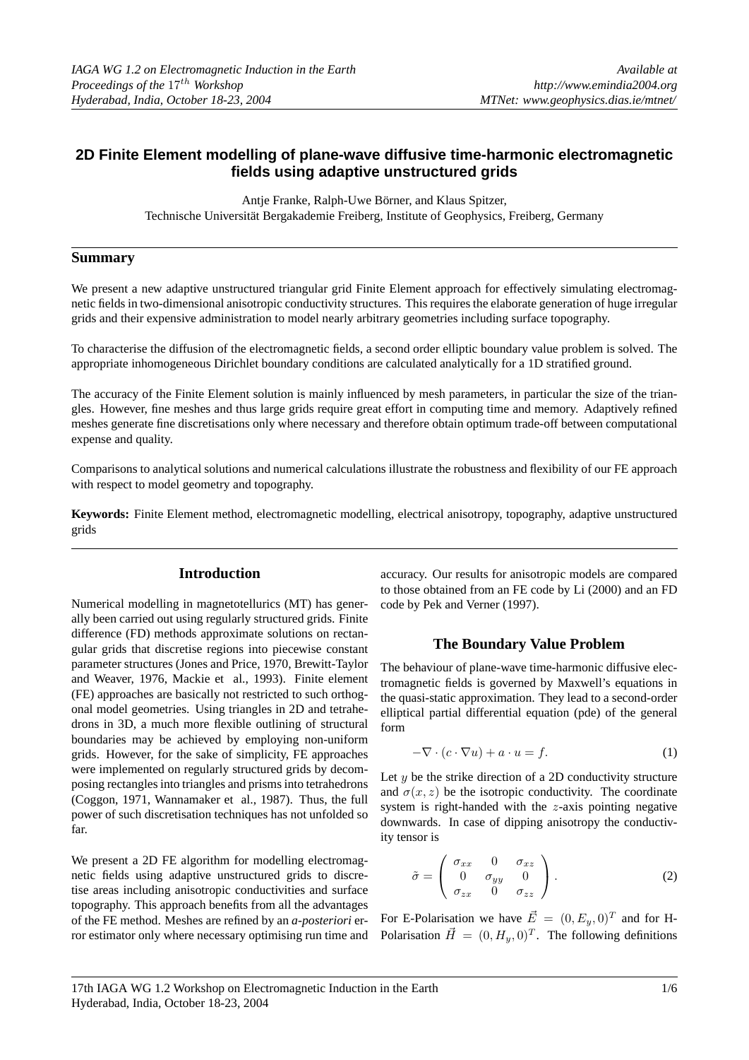# 2D Finite Element modelling of plane-wave diffusive time-harmonic electromagnetic fields using adaptive unstructured grids

Antje Franke, Ralph-Uwe Börner, and Klaus Spitzer,
Technische Universität Bergakademie Freiberg, Institute of Geophysics, Freiberg, Germany

## Summary

We present a new adaptive unstructured triangular grid Finite Element approach for effectively simulating electromagnetic fields in two-dimensional anisotropic conductivity structures. This requires the elaborate generation of huge irregular grids and their expensive administration to model nearly arbitrary geometries including surface topography.

To characterise the diffusion of the electromagnetic fields, a second order elliptic boundary value problem is solved. The appropriate inhomogeneous Dirichlet boundary conditions are calculated analytically for a 1D stratified ground.

The accuracy of the Finite Element solution is mainly influenced by mesh parameters, in particular the size of the triangles. However, fine meshes and thus large grids require great effort in computing time and memory. Adaptively refined meshes generate fine discretisations only where necessary and therefore obtain optimum trade-off between computational expense and quality.

Comparisons to analytical solutions and numerical calculations illustrate the robustness and flexibility of our FE approach with respect to model geometry and topography.

**Keywords:** Finite Element method, electromagnetic modelling, electrical anisotropy, topography, adaptive unstructured grids

## Introduction

Numerical modelling in magnetotellurics (MT) has generally been carried out using regularly structured grids. Finite difference (FD) methods approximate solutions on rectangular grids that discretise regions into piecewise constant parameter structures (Jones and Price, 1970, Brewitt-Taylor and Weaver, 1976, Mackie et al., 1993). Finite element (FE) approaches are basically not restricted to such orthogonal model geometries. Using triangles in 2D and tetrahedrons in 3D, a much more flexible outlining of structural boundaries may be achieved by employing non-uniform grids. However, for the sake of simplicity, FE approaches were implemented on regularly structured grids by decomposing rectangles into triangles and prisms into tetrahedrons (Coggon, 1971, Wannamaker et al., 1987). Thus, the full power of such discretisation techniques has not unfolded so far.

We present a 2D FE algorithm for modelling electromagnetic fields using adaptive unstructured grids to discretise areas including anisotropic conductivities and surface topography. This approach benefits from all the advantages of the FE method. Meshes are refined by an *a-posteriori* error estimator only where necessary optimising run time and accuracy. Our results for anisotropic models are compared to those obtained from an FE code by Li (2000) and an FD code by Pek and Verner (1997).

## The Boundary Value Problem

The behaviour of plane-wave time-harmonic diffusive electromagnetic fields is governed by Maxwell's equations in the quasi-static approximation. They lead to a second-order elliptical partial differential equation (pde) of the general form

$$-\nabla \cdot (c \cdot \nabla u) + a \cdot u = f. \tag{1}$$

Let $y$ be the strike direction of a 2D conductivity structure and $\sigma(x, z)$ be the isotropic conductivity. The coordinate system is right-handed with the $z$-axis pointing negative downwards. In case of dipping anisotropy the conductivity tensor is

$$\tilde{\sigma} = \begin{pmatrix} \sigma_{xx} & 0 & \sigma_{xz} \\ 0 & \sigma_{yy} & 0 \\ \sigma_{zx} & 0 & \sigma_{zz} \end{pmatrix}. \tag{2}$$

For E-Polarisation we have $\vec{E} = (0, E_y, 0)^T$ and for H-Polarisation $\vec{H} = (0, H_y, 0)^T$. The following definitions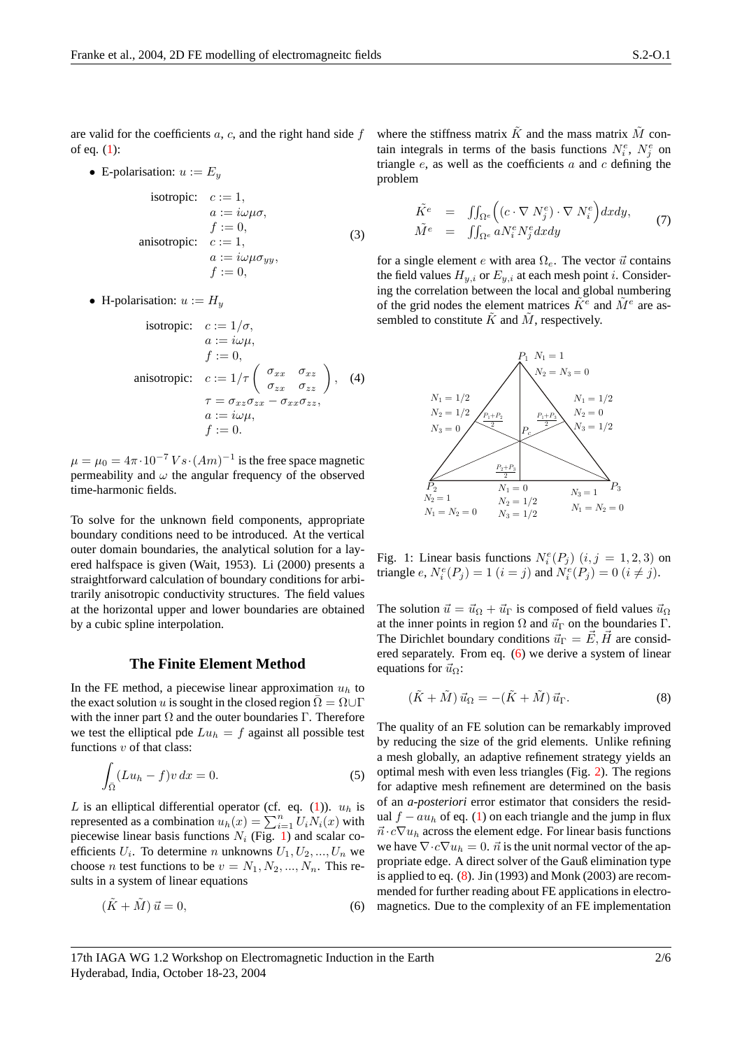are valid for the coefficients $a$, $c$, and the right hand side $f$ of eq. (1):

- E-polarisation: $u := E_y$

$$
\begin{aligned}
\text{isotropic:} \quad & c := 1, \\
& a := i\omega\mu\sigma, \\
& f := 0, \\
\text{anisotropic:} \quad & c := 1, \\
& a := i\omega\mu\sigma_{yy}, \\
& f := 0,
\end{aligned}
\tag{3}
$$

- H-polarisation: $u := H_y$

$$
\begin{aligned}
\text{isotropic:} \quad & c := 1/\sigma, \\
& a := i\omega\mu, \\
& f := 0, \\
\text{anisotropic:} \quad & c := 1/\tau \begin{pmatrix} \sigma_{xx} & \sigma_{xz} \\ \sigma_{zx} & \sigma_{zz} \end{pmatrix}, \\
& \tau = \sigma_{xz}\sigma_{zx} - \sigma_{xx}\sigma_{zz}, \\
& a := i\omega\mu, \\
& f := 0.
\end{aligned}
\tag{4}
$$

$\mu = \mu_0 = 4\pi \cdot 10^{-7}\,Vs \cdot (Am)^{-1}$ is the free space magnetic permeability and $\omega$ the angular frequency of the observed time-harmonic fields.

To solve for the unknown field components, appropriate boundary conditions need to be introduced. At the vertical outer domain boundaries, the analytical solution for a layered halfspace is given (Wait, 1953). Li (2000) presents a straightforward calculation of boundary conditions for arbitrarily anisotropic conductivity structures. The field values at the horizontal upper and lower boundaries are obtained by a cubic spline interpolation.

## The Finite Element Method

In the FE method, a piecewise linear approximation $u_h$ to the exact solution $u$ is sought in the closed region $\bar{\Omega} = \Omega \cup \Gamma$ with the inner part $\Omega$ and the outer boundaries $\Gamma$. Therefore we test the elliptical pde $Lu_h = f$ against all possible test functions $v$ of that class:

$$
\int_{\bar{\Omega}} (Lu_h - f)v\,dx = 0. \tag{5}
$$

$L$ is an elliptical differential operator (cf. eq. (1)). $u_h$ is represented as a combination $u_h(x) = \sum_{i=1}^{n} U_i N_i(x)$ with piecewise linear basis functions $N_i$ (Fig. 1) and scalar coefficients $U_i$. To determine $n$ unknowns $U_1, U_2, ..., U_n$ we choose $n$ test functions to be $v = N_1, N_2, ..., N_n$. This results in a system of linear equations

$$
(\tilde{K} + \tilde{M})\,\vec{u} = 0, \tag{6}
$$

where the stiffness matrix $\tilde{K}$ and the mass matrix $\tilde{M}$ contain integrals in terms of the basis functions $N_i^e$, $N_j^e$ on triangle $e$, as well as the coefficients $a$ and $c$ defining the problem

$$
\begin{aligned}
\tilde{K}^e &= \iint_{\Omega^e} \Big( (c \cdot \nabla N_j^e) \cdot \nabla N_i^e \Big) dxdy, \\
\tilde{M}^e &= \iint_{\Omega^e} a N_i^e N_j^e dxdy
\end{aligned}
\tag{7}
$$

for a single element $e$ with area $\Omega_e$. The vector $\vec{u}$ contains the field values $H_{y,i}$ or $E_{y,i}$ at each mesh point $i$. Considering the correlation between the local and global numbering of the grid nodes the element matrices $\tilde{K}^e$ and $\tilde{M}^e$ are assembled to constitute $\tilde{K}$ and $\tilde{M}$, respectively.

Fig. 1: Linear basis functions $N_i^e(P_j)$ $(i, j = 1, 2, 3)$ on triangle $e$, $N_i^e(P_j) = 1$ $(i = j)$ and $N_i^e(P_j) = 0$ $(i \neq j)$.

The solution $\vec{u} = \vec{u}_\Omega + \vec{u}_\Gamma$ is composed of field values $\vec{u}_\Omega$ at the inner points in region $\Omega$ and $\vec{u}_\Gamma$ on the boundaries $\Gamma$. The Dirichlet boundary conditions $\vec{u}_\Gamma = \vec{E}, \vec{H}$ are considered separately. From eq. (6) we derive a system of linear equations for $\vec{u}_\Omega$:

$$
(\tilde{K} + \tilde{M})\,\vec{u}_\Omega = -(\tilde{K} + \tilde{M})\,\vec{u}_\Gamma. \tag{8}
$$

The quality of an FE solution can be remarkably improved by reducing the size of the grid elements. Unlike refining a mesh globally, an adaptive refinement strategy yields an optimal mesh with even less triangles (Fig. 2). The regions for adaptive mesh refinement are determined on the basis of an *a-posteriori* error estimator that considers the residual $f - au_h$ of eq. (1) on each triangle and the jump in flux $\vec{n} \cdot c\nabla u_h$ across the element edge. For linear basis functions we have $\nabla \cdot c\nabla u_h = 0$. $\vec{n}$ is the unit normal vector of the appropriate edge. A direct solver of the Gauß elimination type is applied to eq. (8). Jin (1993) and Monk (2003) are recommended for further reading about FE applications in electromagnetics. Due to the complexity of an FE implementation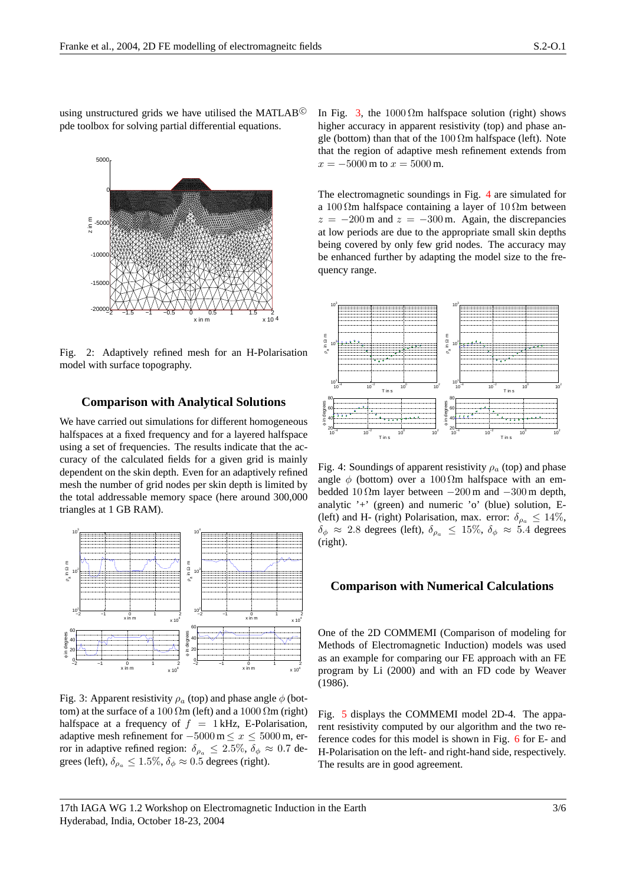using unstructured grids we have utilised the MATLAB© pde toolbox for solving partial differential equations.

Fig. 2: Adaptively refined mesh for an H-Polarisation model with surface topography.

## Comparison with Analytical Solutions

We have carried out simulations for different homogeneous halfspaces at a fixed frequency and for a layered halfspace using a set of frequencies. The results indicate that the accuracy of the calculated fields for a given grid is mainly dependent on the skin depth. Even for an adaptively refined mesh the number of grid nodes per skin depth is limited by the total addressable memory space (here around 300,000 triangles at 1 GB RAM).

Fig. 3: Apparent resistivity $\rho_a$ (top) and phase angle $\phi$ (bottom) at the surface of a $100\,\Omega$m (left) and a $1000\,\Omega$m (right) halfspace at a frequency of $f = 1$ kHz, E-Polarisation, adaptive mesh refinement for $-5000\,\text{m} \leq x \leq 5000\,\text{m}$, error in adaptive refined region: $\delta_{\rho_a} \leq 2.5\%$, $\delta_\phi \approx 0.7$ degrees (left), $\delta_{\rho_a} \leq 1.5\%$, $\delta_\phi \approx 0.5$ degrees (right).

In Fig. 3, the $1000\,\Omega$m halfspace solution (right) shows higher accuracy in apparent resistivity (top) and phase angle (bottom) than that of the $100\,\Omega$m halfspace (left). Note that the region of adaptive mesh refinement extends from $x = -5000$ m to $x = 5000$ m.

The electromagnetic soundings in Fig. 4 are simulated for a $100\,\Omega$m halfspace containing a layer of $10\,\Omega$m between $z = -200$ m and $z = -300$ m. Again, the discrepancies at low periods are due to the appropriate small skin depths being covered by only few grid nodes. The accuracy may be enhanced further by adapting the model size to the frequency range.

Fig. 4: Soundings of apparent resistivity $\rho_a$ (top) and phase angle $\phi$ (bottom) over a $100\,\Omega$m halfspace with an embedded $10\,\Omega$m layer between $-200$ m and $-300$ m depth, analytic '+' (green) and numeric 'o' (blue) solution, E- (left) and H- (right) Polarisation, max. error: $\delta_{\rho_a} \leq 14\%$, $\delta_\phi \approx 2.8$ degrees (left), $\delta_{\rho_a} \leq 15\%$, $\delta_\phi \approx 5.4$ degrees (right).

## Comparison with Numerical Calculations

One of the 2D COMMEMI (Comparison of modeling for Methods of Electromagnetic Induction) models was used as an example for comparing our FE approach with an FE program by Li (2000) and with an FD code by Weaver (1986).

Fig. 5 displays the COMMEMI model 2D-4. The apparent resistivity computed by our algorithm and the two reference codes for this model is shown in Fig. 6 for E- and H-Polarisation on the left- and right-hand side, respectively. The results are in good agreement.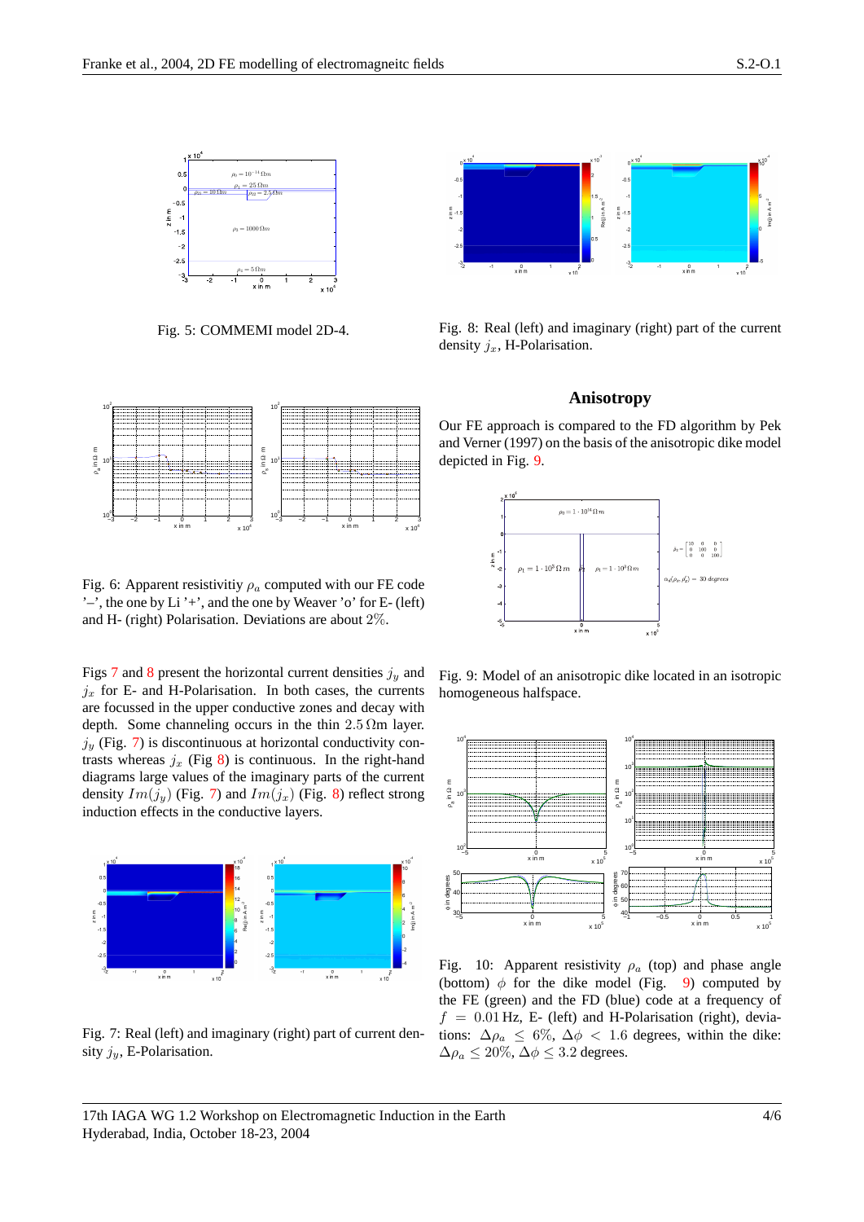Fig. 5: COMMEMI model 2D-4.

Fig. 8: Real (left) and imaginary (right) part of the current density $j_x$, H-Polarisation.

Fig. 6: Apparent resistivitiy $\rho_a$ computed with our FE code '–', the one by Li '+', and the one by Weaver 'o' for E- (left) and H- (right) Polarisation. Deviations are about 2%.

Figs 7 and 8 present the horizontal current densities $j_y$ and $j_x$ for E- and H-Polarisation. In both cases, the currents are focussed in the upper conductive zones and decay with depth. Some channeling occurs in the thin $2.5\,\Omega$m layer. $j_y$ (Fig. 7) is discontinuous at horizontal conductivity contrasts whereas $j_x$ (Fig 8) is continuous. In the right-hand diagrams large values of the imaginary parts of the current density $Im(j_y)$ (Fig. 7) and $Im(j_x)$ (Fig. 8) reflect strong induction effects in the conductive layers.

Fig. 7: Real (left) and imaginary (right) part of current density $j_y$, E-Polarisation.

## Anisotropy

Our FE approach is compared to the FD algorithm by Pek and Verner (1997) on the basis of the anisotropic dike model depicted in Fig. 9.

Fig. 9: Model of an anisotropic dike located in an isotropic homogeneous halfspace.

Fig. 10: Apparent resistivity $\rho_a$ (top) and phase angle (bottom) $\phi$ for the dike model (Fig. 9) computed by the FE (green) and the FD (blue) code at a frequency of $f = 0.01$ Hz, E- (left) and H-Polarisation (right), deviations: $\Delta\rho_a \leq 6\%$, $\Delta\phi < 1.6$ degrees, within the dike: $\Delta\rho_a \leq 20\%$, $\Delta\phi \leq 3.2$ degrees.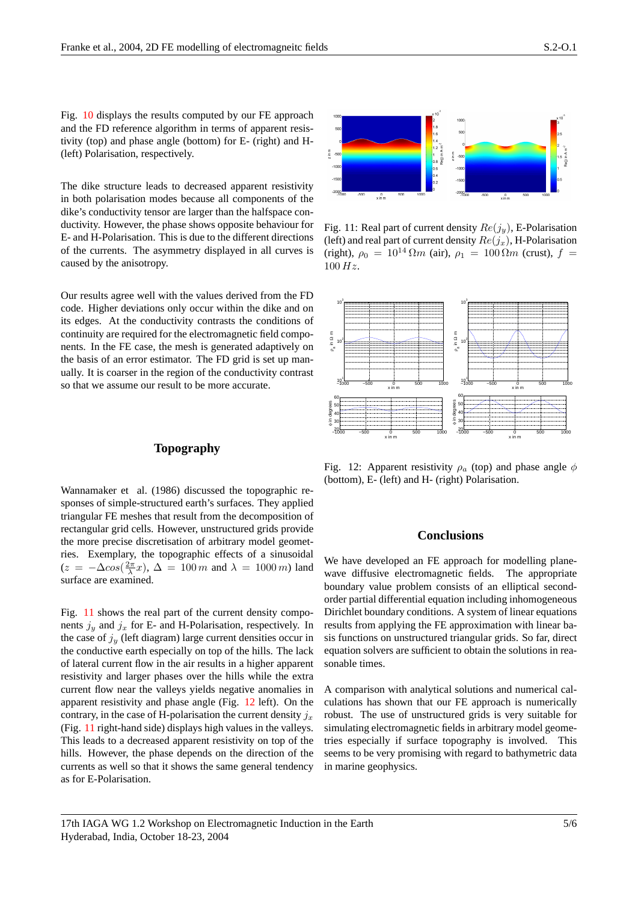Fig. 10 displays the results computed by our FE approach and the FD reference algorithm in terms of apparent resistivity (top) and phase angle (bottom) for E- (right) and H- (left) Polarisation, respectively.

The dike structure leads to decreased apparent resistivity in both polarisation modes because all components of the dike's conductivity tensor are larger than the halfspace conductivity. However, the phase shows opposite behaviour for E- and H-Polarisation. This is due to the different directions of the currents. The asymmetry displayed in all curves is caused by the anisotropy.

Our results agree well with the values derived from the FD code. Higher deviations only occur within the dike and on its edges. At the conductivity contrasts the conditions of continuity are required for the electromagnetic field components. In the FE case, the mesh is generated adaptively on the basis of an error estimator. The FD grid is set up manually. It is coarser in the region of the conductivity contrast so that we assume our result to be more accurate.

## Topography

Wannamaker et al. (1986) discussed the topographic responses of simple-structured earth's surfaces. They applied triangular FE meshes that result from the decomposition of rectangular grid cells. However, unstructured grids provide the more precise discretisation of arbitrary model geometries. Exemplary, the topographic effects of a sinusoidal ($z = -\Delta cos(\frac{2\pi}{\lambda}x)$, $\Delta = 100\,m$ and $\lambda = 1000\,m$) land surface are examined.

Fig. 11 shows the real part of the current density components $j_y$ and $j_x$ for E- and H-Polarisation, respectively. In the case of $j_y$ (left diagram) large current densities occur in the conductive earth especially on top of the hills. The lack of lateral current flow in the air results in a higher apparent resistivity and larger phases over the hills while the extra current flow near the valleys yields negative anomalies in apparent resistivity and phase angle (Fig. 12 left). On the contrary, in the case of H-polarisation the current density $j_x$ (Fig. 11 right-hand side) displays high values in the valleys. This leads to a decreased apparent resistivity on top of the hills. However, the phase depends on the direction of the currents as well so that it shows the same general tendency as for E-Polarisation.

Fig. 11: Real part of current density $Re(j_y)$, E-Polarisation (left) and real part of current density $Re(j_x)$, H-Polarisation (right), $\rho_0 = 10^{14}\,\Omega m$ (air), $\rho_1 = 100\,\Omega m$ (crust), $f = 100\,Hz$.

Fig. 12: Apparent resistivity $\rho_a$ (top) and phase angle $\phi$ (bottom), E- (left) and H- (right) Polarisation.

## Conclusions

We have developed an FE approach for modelling plane-wave diffusive electromagnetic fields. The appropriate boundary value problem consists of an elliptical second-order partial differential equation including inhomogeneous Dirichlet boundary conditions. A system of linear equations results from applying the FE approximation with linear basis functions on unstructured triangular grids. So far, direct equation solvers are sufficient to obtain the solutions in reasonable times.

A comparison with analytical solutions and numerical calculations has shown that our FE approach is numerically robust. The use of unstructured grids is very suitable for simulating electromagnetic fields in arbitrary model geometries especially if surface topography is involved. This seems to be very promising with regard to bathymetric data in marine geophysics.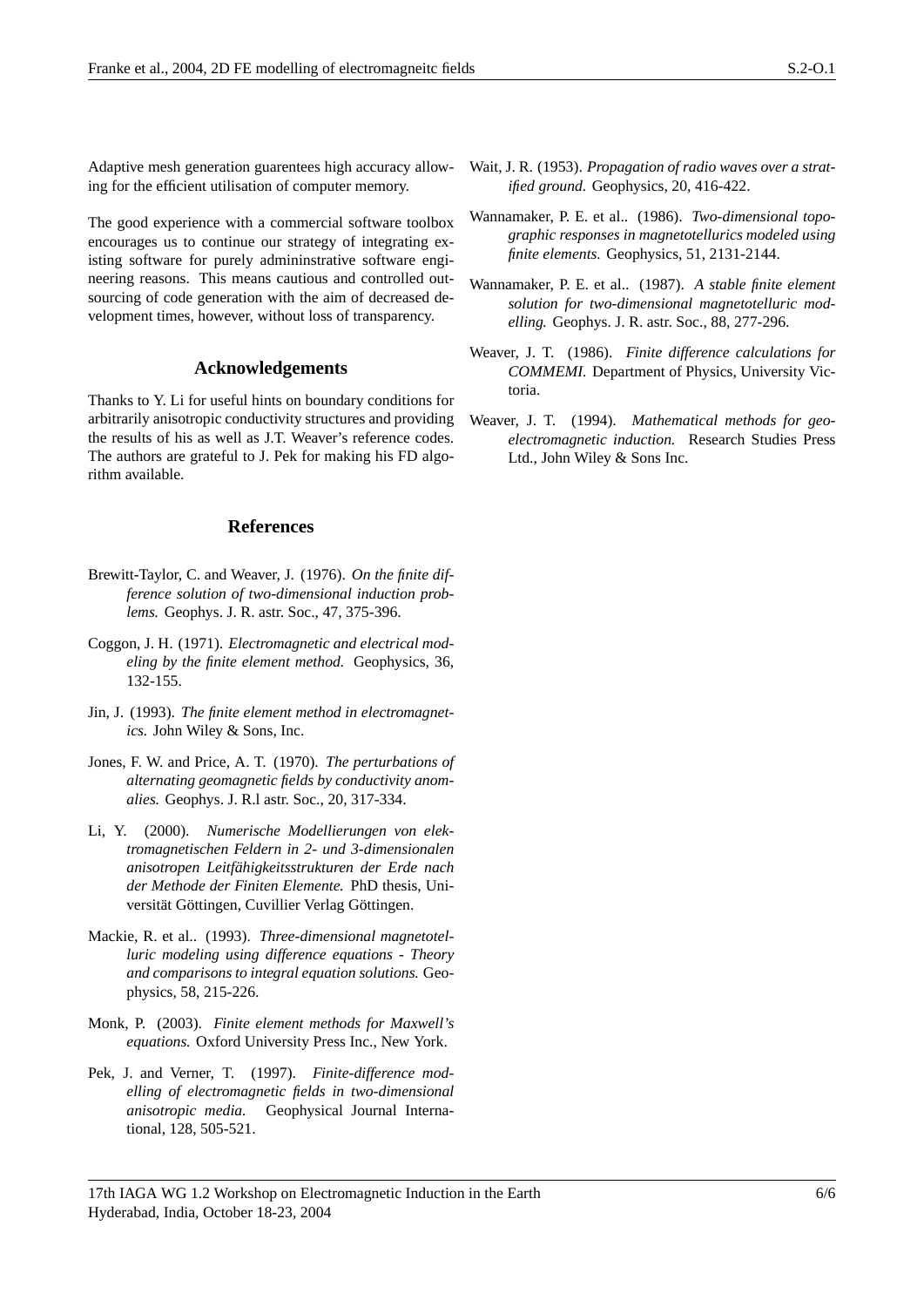Adaptive mesh generation guarentees high accuracy allowing for the efficient utilisation of computer memory.

The good experience with a commercial software toolbox encourages us to continue our strategy of integrating existing software for purely admininstrative software engineering reasons. This means cautious and controlled outsourcing of code generation with the aim of decreased development times, however, without loss of transparency.

## Acknowledgements

Thanks to Y. Li for useful hints on boundary conditions for arbitrarily anisotropic conductivity structures and providing the results of his as well as J.T. Weaver's reference codes. The authors are grateful to J. Pek for making his FD algorithm available.

## References

Brewitt-Taylor, C. and Weaver, J. (1976). *On the finite difference solution of two-dimensional induction problems.* Geophys. J. R. astr. Soc., 47, 375-396.

Coggon, J. H. (1971). *Electromagnetic and electrical modeling by the finite element method.* Geophysics, 36, 132-155.

Jin, J. (1993). *The finite element method in electromagnetics.* John Wiley & Sons, Inc.

Jones, F. W. and Price, A. T. (1970). *The perturbations of alternating geomagnetic fields by conductivity anomalies.* Geophys. J. R.l astr. Soc., 20, 317-334.

Li, Y. (2000). *Numerische Modellierungen von elektromagnetischen Feldern in 2- und 3-dimensionalen anisotropen Leitfähigkeitsstrukturen der Erde nach der Methode der Finiten Elemente.* PhD thesis, Universität Göttingen, Cuvillier Verlag Göttingen.

Mackie, R. et al.. (1993). *Three-dimensional magnetotelluric modeling using difference equations - Theory and comparisons to integral equation solutions.* Geophysics, 58, 215-226.

Monk, P. (2003). *Finite element methods for Maxwell's equations.* Oxford University Press Inc., New York.

Pek, J. and Verner, T. (1997). *Finite-difference modelling of electromagnetic fields in two-dimensional anisotropic media.* Geophysical Journal International, 128, 505-521.

Wait, J. R. (1953). *Propagation of radio waves over a stratified ground.* Geophysics, 20, 416-422.

Wannamaker, P. E. et al.. (1986). *Two-dimensional topographic responses in magnetotellurics modeled using finite elements.* Geophysics, 51, 2131-2144.

Wannamaker, P. E. et al.. (1987). *A stable finite element solution for two-dimensional magnetotelluric modelling.* Geophys. J. R. astr. Soc., 88, 277-296.

Weaver, J. T. (1986). *Finite difference calculations for COMMEMI.* Department of Physics, University Victoria.

Weaver, J. T. (1994). *Mathematical methods for geoelectromagnetic induction.* Research Studies Press Ltd., John Wiley & Sons Inc.